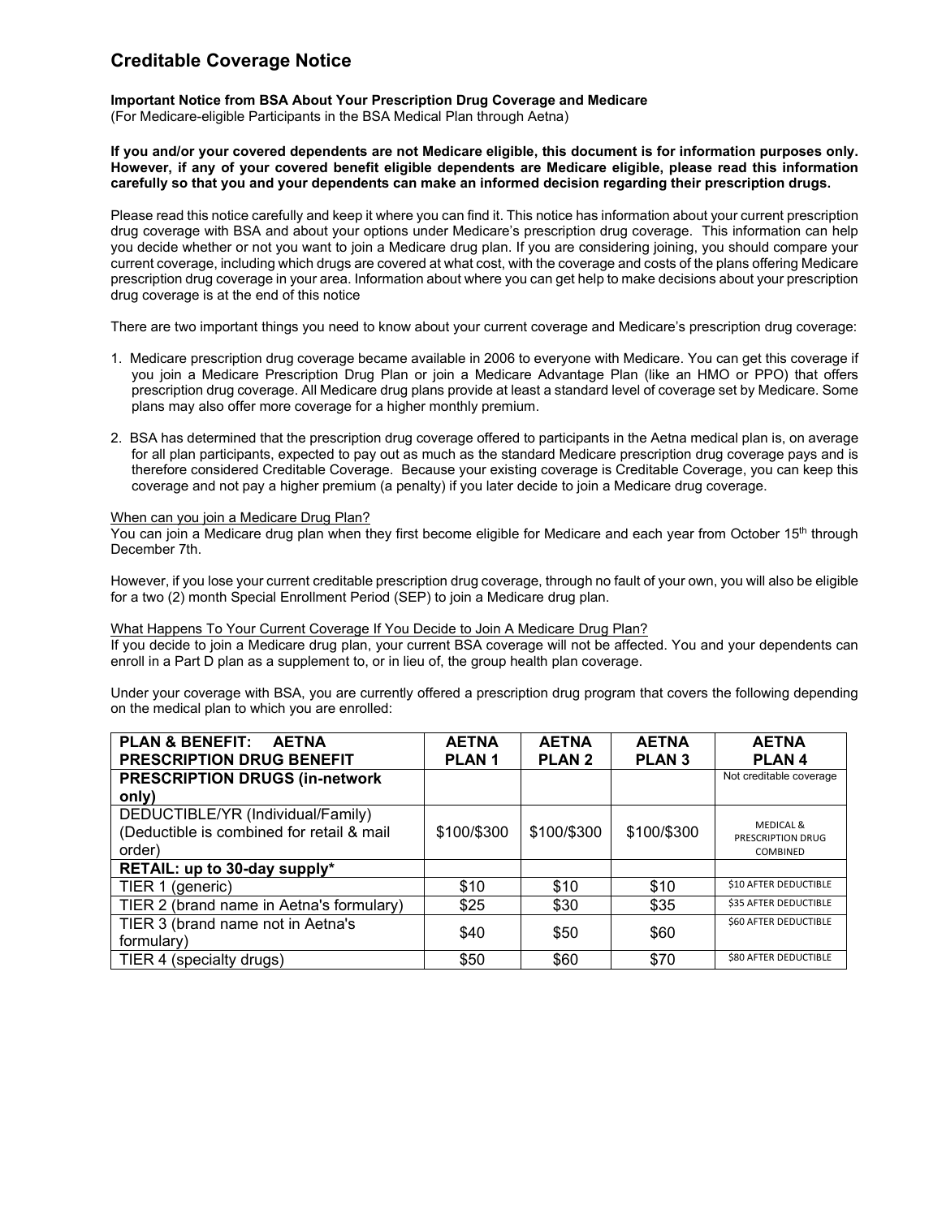# Creditable Coverage Notice

**Important Notice from BSA About Your Prescription Drug Coverage and Medicare**
(For Medicare-eligible Participants in the BSA Medical Plan through Aetna)

**If you and/or your covered dependents are not Medicare eligible, this document is for information purposes only. However, if any of your covered benefit eligible dependents are Medicare eligible, please read this information carefully so that you and your dependents can make an informed decision regarding their prescription drugs.**

Please read this notice carefully and keep it where you can find it. This notice has information about your current prescription drug coverage with BSA and about your options under Medicare's prescription drug coverage. This information can help you decide whether or not you want to join a Medicare drug plan. If you are considering joining, you should compare your current coverage, including which drugs are covered at what cost, with the coverage and costs of the plans offering Medicare prescription drug coverage in your area. Information about where you can get help to make decisions about your prescription drug coverage is at the end of this notice

There are two important things you need to know about your current coverage and Medicare's prescription drug coverage:

1. Medicare prescription drug coverage became available in 2006 to everyone with Medicare. You can get this coverage if you join a Medicare Prescription Drug Plan or join a Medicare Advantage Plan (like an HMO or PPO) that offers prescription drug coverage. All Medicare drug plans provide at least a standard level of coverage set by Medicare. Some plans may also offer more coverage for a higher monthly premium.

2. BSA has determined that the prescription drug coverage offered to participants in the Aetna medical plan is, on average for all plan participants, expected to pay out as much as the standard Medicare prescription drug coverage pays and is therefore considered Creditable Coverage. Because your existing coverage is Creditable Coverage, you can keep this coverage and not pay a higher premium (a penalty) if you later decide to join a Medicare drug coverage.

<u>When can you join a Medicare Drug Plan?</u>
You can join a Medicare drug plan when they first become eligible for Medicare and each year from October 15th through December 7th.

However, if you lose your current creditable prescription drug coverage, through no fault of your own, you will also be eligible for a two (2) month Special Enrollment Period (SEP) to join a Medicare drug plan.

<u>What Happens To Your Current Coverage If You Decide to Join A Medicare Drug Plan?</u>
If you decide to join a Medicare drug plan, your current BSA coverage will not be affected. You and your dependents can enroll in a Part D plan as a supplement to, or in lieu of, the group health plan coverage.

Under your coverage with BSA, you are currently offered a prescription drug program that covers the following depending on the medical plan to which you are enrolled:

| PLAN & BENEFIT: AETNA PRESCRIPTION DRUG BENEFIT | AETNA PLAN 1 | AETNA PLAN 2 | AETNA PLAN 3 | AETNA PLAN 4 |
|---|---|---|---|---|
| **PRESCRIPTION DRUGS (in-network only)** | | | | Not creditable coverage |
| DEDUCTIBLE/YR (Individual/Family) (Deductible is combined for retail & mail order) | $100/$300 | $100/$300 | $100/$300 | MEDICAL & PRESCRIPTION DRUG COMBINED |
| **RETAIL: up to 30-day supply*** | | | | |
| TIER 1 (generic) | $10 | $10 | $10 | $10 AFTER DEDUCTIBLE |
| TIER 2 (brand name in Aetna's formulary) | $25 | $30 | $35 | $35 AFTER DEDUCTIBLE |
| TIER 3 (brand name not in Aetna's formulary) | $40 | $50 | $60 | $60 AFTER DEDUCTIBLE |
| TIER 4 (specialty drugs) | $50 | $60 | $70 | $80 AFTER DEDUCTIBLE |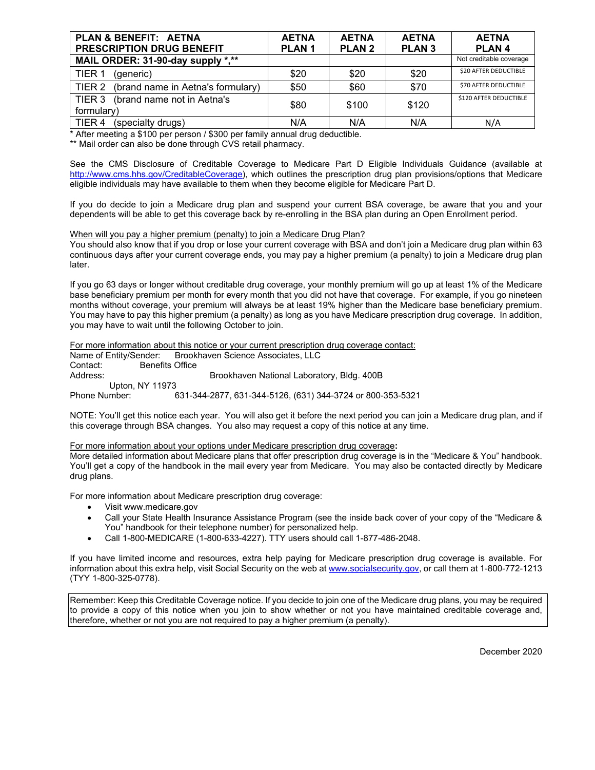| PLAN & BENEFIT: AETNA PRESCRIPTION DRUG BENEFIT | AETNA PLAN 1 | AETNA PLAN 2 | AETNA PLAN 3 | AETNA PLAN 4 |
|---|---|---|---|---|
| **MAIL ORDER: 31-90-day supply *,\*\*** | | | | Not creditable coverage |
| TIER 1 (generic) | $20 | $20 | $20 | $20 AFTER DEDUCTIBLE |
| TIER 2 (brand name in Aetna's formulary) | $50 | $60 | $70 | $70 AFTER DEDUCTIBLE |
| TIER 3 (brand name not in Aetna's formulary) | $80 | $100 | $120 | $120 AFTER DEDUCTIBLE |
| TIER 4 (specialty drugs) | N/A | N/A | N/A | N/A |

\* After meeting a $100 per person / $300 per family annual drug deductible.

\*\* Mail order can also be done through CVS retail pharmacy.

See the CMS Disclosure of Creditable Coverage to Medicare Part D Eligible Individuals Guidance (available at http://www.cms.hhs.gov/CreditableCoverage), which outlines the prescription drug plan provisions/options that Medicare eligible individuals may have available to them when they become eligible for Medicare Part D.

If you do decide to join a Medicare drug plan and suspend your current BSA coverage, be aware that you and your dependents will be able to get this coverage back by re-enrolling in the BSA plan during an Open Enrollment period.

<u>When will you pay a higher premium (penalty) to join a Medicare Drug Plan?</u>

You should also know that if you drop or lose your current coverage with BSA and don't join a Medicare drug plan within 63 continuous days after your current coverage ends, you may pay a higher premium (a penalty) to join a Medicare drug plan later.

If you go 63 days or longer without creditable drug coverage, your monthly premium will go up at least 1% of the Medicare base beneficiary premium per month for every month that you did not have that coverage. For example, if you go nineteen months without coverage, your premium will always be at least 19% higher than the Medicare base beneficiary premium. You may have to pay this higher premium (a penalty) as long as you have Medicare prescription drug coverage. In addition, you may have to wait until the following October to join.

<u>For more information about this notice or your current prescription drug coverage contact:</u>

Name of Entity/Sender: Brookhaven Science Associates, LLC
Contact: Benefits Office
Address: Brookhaven National Laboratory, Bldg. 400B
Upton, NY 11973
Phone Number: 631-344-2877, 631-344-5126, (631) 344-3724 or 800-353-5321

NOTE: You'll get this notice each year. You will also get it before the next period you can join a Medicare drug plan, and if this coverage through BSA changes. You also may request a copy of this notice at any time.

<u>For more information about your options under Medicare prescription drug coverage</u>**:**

More detailed information about Medicare plans that offer prescription drug coverage is in the "Medicare & You" handbook. You'll get a copy of the handbook in the mail every year from Medicare. You may also be contacted directly by Medicare drug plans.

For more information about Medicare prescription drug coverage:

- Visit www.medicare.gov
- Call your State Health Insurance Assistance Program (see the inside back cover of your copy of the "Medicare & You" handbook for their telephone number) for personalized help.
- Call 1-800-MEDICARE (1-800-633-4227). TTY users should call 1-877-486-2048.

If you have limited income and resources, extra help paying for Medicare prescription drug coverage is available. For information about this extra help, visit Social Security on the web at www.socialsecurity.gov, or call them at 1-800-772-1213 (TYY 1-800-325-0778).

Remember: Keep this Creditable Coverage notice. If you decide to join one of the Medicare drug plans, you may be required to provide a copy of this notice when you join to show whether or not you have maintained creditable coverage and, therefore, whether or not you are not required to pay a higher premium (a penalty).

December 2020